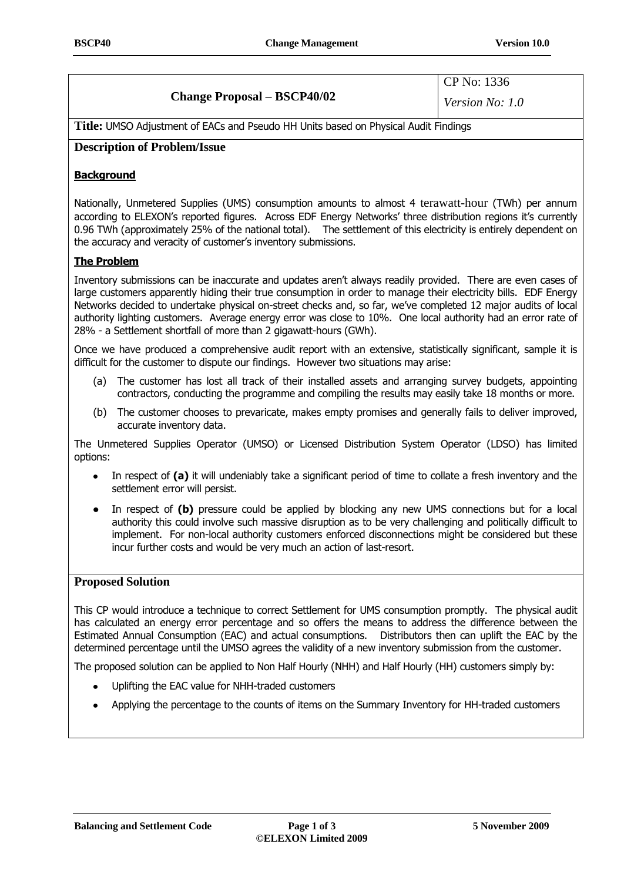| Change Proposal – BSCP40/02 | CP No: 1336 |
| --- | --- |
| | *Version No: 1.0* |

**Title:** UMSO Adjustment of EACs and Pseudo HH Units based on Physical Audit Findings

## Description of Problem/Issue

**Background**

Nationally, Unmetered Supplies (UMS) consumption amounts to almost 4 terawatt-hour (TWh) per annum according to ELEXON's reported figures. Across EDF Energy Networks' three distribution regions it's currently 0.96 TWh (approximately 25% of the national total). The settlement of this electricity is entirely dependent on the accuracy and veracity of customer's inventory submissions.

**The Problem**

Inventory submissions can be inaccurate and updates aren't always readily provided. There are even cases of large customers apparently hiding their true consumption in order to manage their electricity bills. EDF Energy Networks decided to undertake physical on-street checks and, so far, we've completed 12 major audits of local authority lighting customers. Average energy error was close to 10%. One local authority had an error rate of 28% - a Settlement shortfall of more than 2 gigawatt-hours (GWh).

Once we have produced a comprehensive audit report with an extensive, statistically significant, sample it is difficult for the customer to dispute our findings. However two situations may arise:

(a) The customer has lost all track of their installed assets and arranging survey budgets, appointing contractors, conducting the programme and compiling the results may easily take 18 months or more.

(b) The customer chooses to prevaricate, makes empty promises and generally fails to deliver improved, accurate inventory data.

The Unmetered Supplies Operator (UMSO) or Licensed Distribution System Operator (LDSO) has limited options:

- In respect of **(a)** it will undeniably take a significant period of time to collate a fresh inventory and the settlement error will persist.
- In respect of **(b)** pressure could be applied by blocking any new UMS connections but for a local authority this could involve such massive disruption as to be very challenging and politically difficult to implement. For non-local authority customers enforced disconnections might be considered but these incur further costs and would be very much an action of last-resort.

## Proposed Solution

This CP would introduce a technique to correct Settlement for UMS consumption promptly. The physical audit has calculated an energy error percentage and so offers the means to address the difference between the Estimated Annual Consumption (EAC) and actual consumptions. Distributors then can uplift the EAC by the determined percentage until the UMSO agrees the validity of a new inventory submission from the customer.

The proposed solution can be applied to Non Half Hourly (NHH) and Half Hourly (HH) customers simply by:

- Uplifting the EAC value for NHH-traded customers
- Applying the percentage to the counts of items on the Summary Inventory for HH-traded customers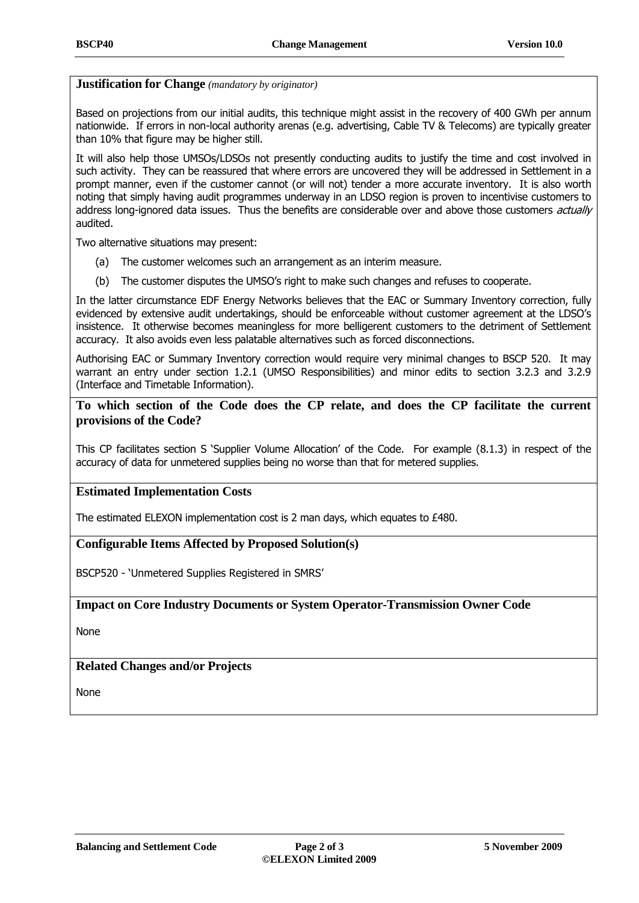**Justification for Change** *(mandatory by originator)*

Based on projections from our initial audits, this technique might assist in the recovery of 400 GWh per annum nationwide. If errors in non-local authority arenas (e.g. advertising, Cable TV & Telecoms) are typically greater than 10% that figure may be higher still.

It will also help those UMSOs/LDSOs not presently conducting audits to justify the time and cost involved in such activity. They can be reassured that where errors are uncovered they will be addressed in Settlement in a prompt manner, even if the customer cannot (or will not) tender a more accurate inventory. It is also worth noting that simply having audit programmes underway in an LDSO region is proven to incentivise customers to address long-ignored data issues. Thus the benefits are considerable over and above those customers *actually* audited.

Two alternative situations may present:

(a) The customer welcomes such an arrangement as an interim measure.

(b) The customer disputes the UMSO's right to make such changes and refuses to cooperate.

In the latter circumstance EDF Energy Networks believes that the EAC or Summary Inventory correction, fully evidenced by extensive audit undertakings, should be enforceable without customer agreement at the LDSO's insistence. It otherwise becomes meaningless for more belligerent customers to the detriment of Settlement accuracy. It also avoids even less palatable alternatives such as forced disconnections.

Authorising EAC or Summary Inventory correction would require very minimal changes to BSCP 520. It may warrant an entry under section 1.2.1 (UMSO Responsibilities) and minor edits to section 3.2.3 and 3.2.9 (Interface and Timetable Information).

**To which section of the Code does the CP relate, and does the CP facilitate the current provisions of the Code?**

This CP facilitates section S 'Supplier Volume Allocation' of the Code. For example (8.1.3) in respect of the accuracy of data for unmetered supplies being no worse than that for metered supplies.

**Estimated Implementation Costs**

The estimated ELEXON implementation cost is 2 man days, which equates to £480.

**Configurable Items Affected by Proposed Solution(s)**

BSCP520 - 'Unmetered Supplies Registered in SMRS'

**Impact on Core Industry Documents or System Operator-Transmission Owner Code**

None

**Related Changes and/or Projects**

None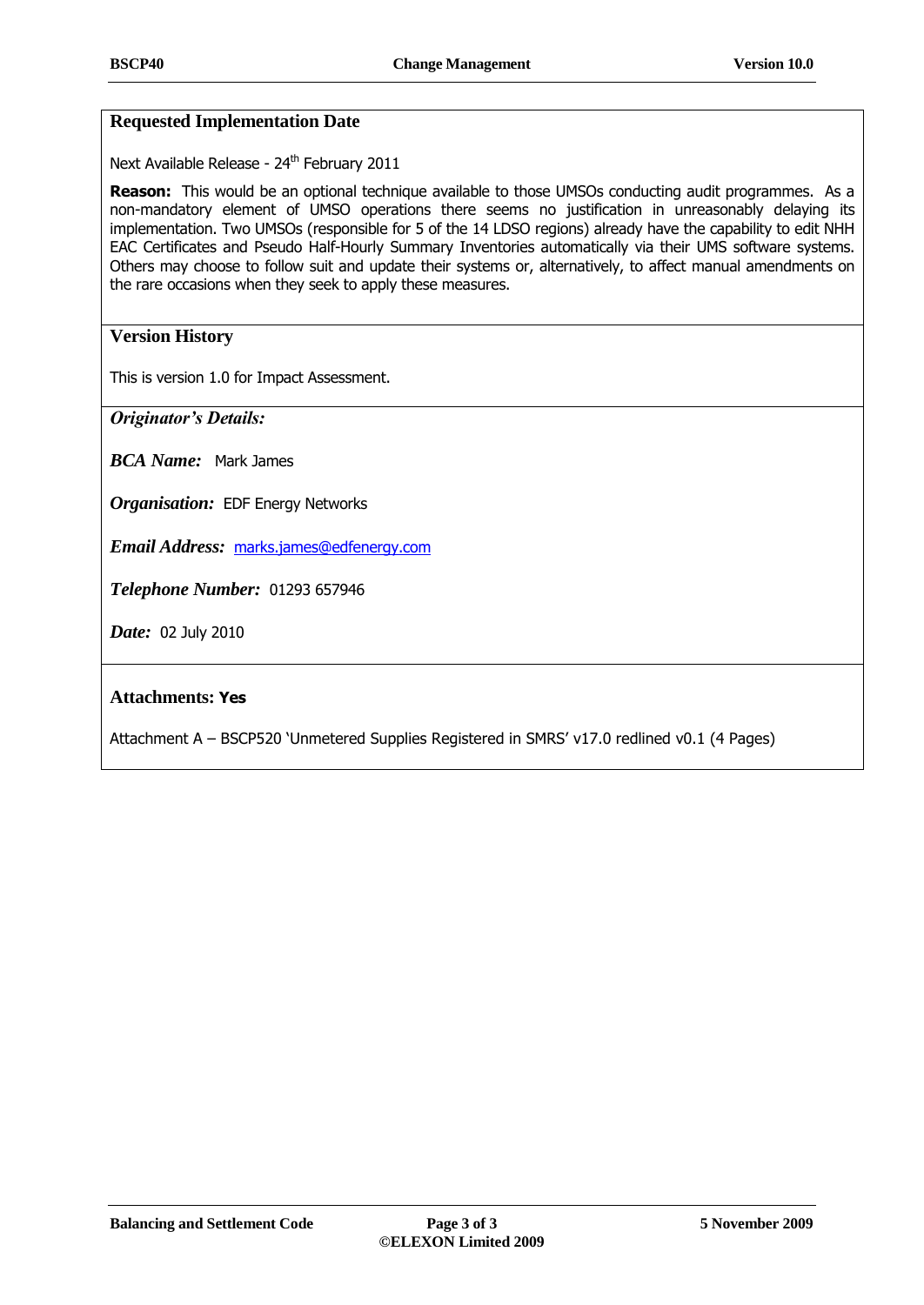## Requested Implementation Date

Next Available Release - 24th February 2011

**Reason:** This would be an optional technique available to those UMSOs conducting audit programmes. As a non-mandatory element of UMSO operations there seems no justification in unreasonably delaying its implementation. Two UMSOs (responsible for 5 of the 14 LDSO regions) already have the capability to edit NHH EAC Certificates and Pseudo Half-Hourly Summary Inventories automatically via their UMS software systems. Others may choose to follow suit and update their systems or, alternatively, to affect manual amendments on the rare occasions when they seek to apply these measures.

## Version History

This is version 1.0 for Impact Assessment.

***Originator's Details:***

***BCA Name:*** Mark James

***Organisation:*** EDF Energy Networks

***Email Address:*** marks.james@edfenergy.com

***Telephone Number:*** 01293 657946

***Date:*** 02 July 2010

## Attachments: Yes

Attachment A – BSCP520 'Unmetered Supplies Registered in SMRS' v17.0 redlined v0.1 (4 Pages)